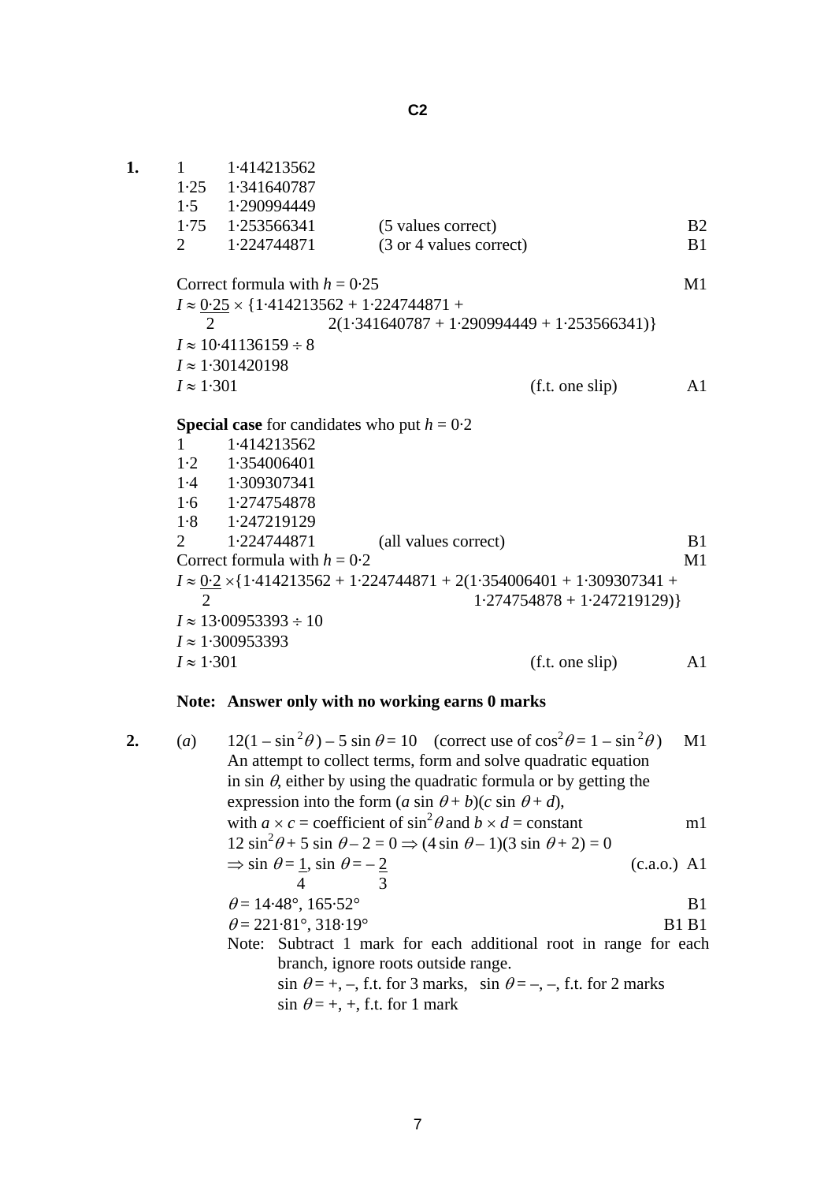# C2

**1.**

| | | | |
|---|---|---|---|
| 1 | 1·414213562 | | |
| 1·25 | 1·341640787 | | |
| 1·5 | 1·290994449 | | |
| 1·75 | 1·253566341 | (5 values correct) | B2 |
| 2 | 1·224744871 | (3 or 4 values correct) | B1 |

Correct formula with $h = 0{\cdot}25$ — M1

$I \approx \frac{0{\cdot}25}{2} \times \{1{\cdot}414213562 + 1{\cdot}224744871 + 2(1{\cdot}341640787 + 1{\cdot}290994449 + 1{\cdot}253566341)\}$

$I \approx 10{\cdot}41136159 \div 8$

$I \approx 1{\cdot}301420198$

$I \approx 1{\cdot}301$ (f.t. one slip) — A1

**Special case** for candidates who put $h = 0{\cdot}2$

| | | | |
|---|---|---|---|
| 1 | 1·414213562 | | |
| 1·2 | 1·354006401 | | |
| 1·4 | 1·309307341 | | |
| 1·6 | 1·274754878 | | |
| 1·8 | 1·247219129 | | |
| 2 | 1·224744871 | (all values correct) | B1 |

Correct formula with $h = 0{\cdot}2$ — M1

$I \approx \frac{0{\cdot}2}{2} \times \{1{\cdot}414213562 + 1{\cdot}224744871 + 2(1{\cdot}354006401 + 1{\cdot}309307341 + 1{\cdot}274754878 + 1{\cdot}247219129)\}$

$I \approx 13{\cdot}00953393 \div 10$

$I \approx 1{\cdot}300953393$

$I \approx 1{\cdot}301$ (f.t. one slip) — A1

**Note: Answer only with no working earns 0 marks**

**2.** (*a*) $12(1 - \sin^2\theta) - 5\sin\theta = 10$ (correct use of $\cos^2\theta = 1 - \sin^2\theta$) — M1

An attempt to collect terms, form and solve quadratic equation in $\sin\theta$, either by using the quadratic formula or by getting the expression into the form $(a\sin\theta + b)(c\sin\theta + d)$, with $a \times c$ = coefficient of $\sin^2\theta$ and $b \times d$ = constant — m1

$12\sin^2\theta + 5\sin\theta - 2 = 0 \Rightarrow (4\sin\theta - 1)(3\sin\theta + 2) = 0$

$\Rightarrow \sin\theta = \frac{1}{4}, \sin\theta = -\frac{2}{3}$ (c.a.o.) — A1

$\theta = 14{\cdot}48°, 165{\cdot}52°$ — B1

$\theta = 221{\cdot}81°, 318{\cdot}19°$ — B1 B1

Note: Subtract 1 mark for each additional root in range for each branch, ignore roots outside range.

$\sin\theta = +, -$, f.t. for 3 marks, $\sin\theta = -, -$, f.t. for 2 marks

$\sin\theta = +, +$, f.t. for 1 mark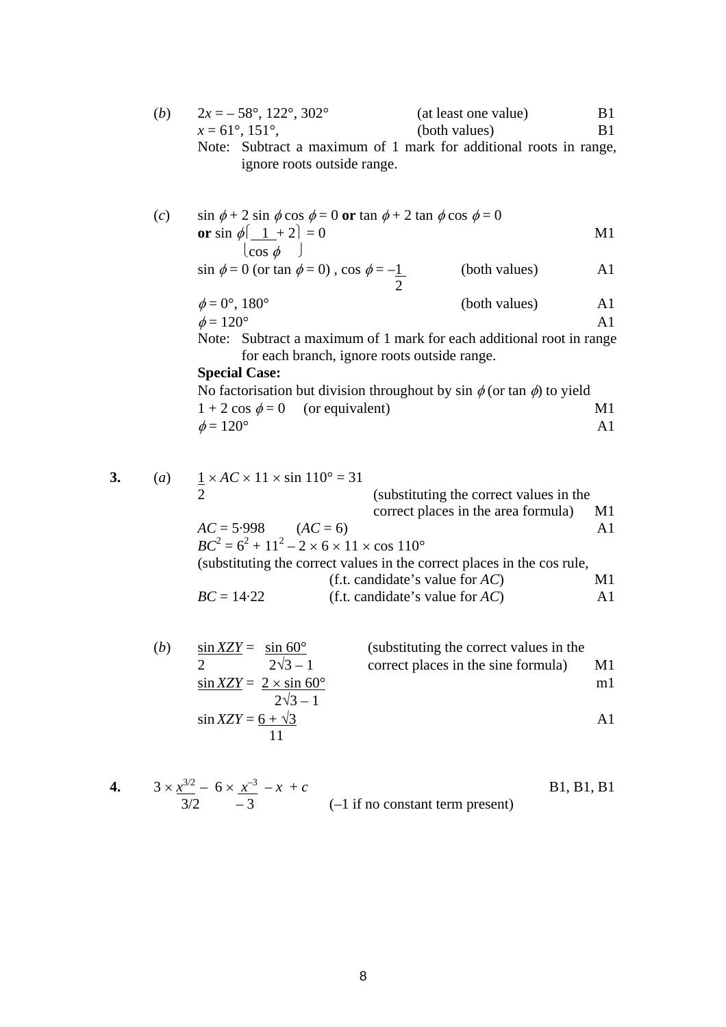(*b*) $2x = -58°, 122°, 302°$ (at least one value) B1

$x = 61°, 151°,$ (both values) B1

Note: Subtract a maximum of 1 mark for additional roots in range, ignore roots outside range.

(*c*) $\sin\phi + 2\sin\phi\cos\phi = 0$ **or** $\tan\phi + 2\tan\phi\cos\phi = 0$

**or** $\sin\phi\left(\frac{1}{\cos\phi} + 2\right) = 0$ M1

$\sin\phi = 0$ (or $\tan\phi = 0$) , $\cos\phi = -\frac{1}{2}$ (both values) A1

$\phi = 0°, 180°$ (both values) A1

$\phi = 120°$ A1

Note: Subtract a maximum of 1 mark for each additional root in range for each branch, ignore roots outside range.

**Special Case:**

No factorisation but division throughout by $\sin\phi$ (or $\tan\phi$) to yield

$1 + 2\cos\phi = 0$ (or equivalent) M1

$\phi = 120°$ A1

**3.** (*a*) $\frac{1}{2} \times AC \times 11 \times \sin 110° = 31$

(substituting the correct values in the correct places in the area formula) M1

$AC = 5{\cdot}998$ $(AC = 6)$ A1

$BC^2 = 6^2 + 11^2 - 2 \times 6 \times 11 \times \cos 110°$

(substituting the correct values in the correct places in the cos rule, (f.t. candidate's value for $AC$) M1

$BC = 14{\cdot}22$ (f.t. candidate's value for $AC$) A1

(*b*) $\frac{\sin XZY}{2} = \frac{\sin 60°}{2\sqrt{3} - 1}$ (substituting the correct values in the correct places in the sine formula) M1

$\sin XZY = \frac{2 \times \sin 60°}{2\sqrt{3} - 1}$ m1

$\sin XZY = \frac{6 + \sqrt{3}}{11}$ A1

**4.** $3 \times \frac{x^{3/2}}{3/2} - 6 \times \frac{x^{-3}}{-3} - x + c$ B1, B1, B1

(–1 if no constant term present)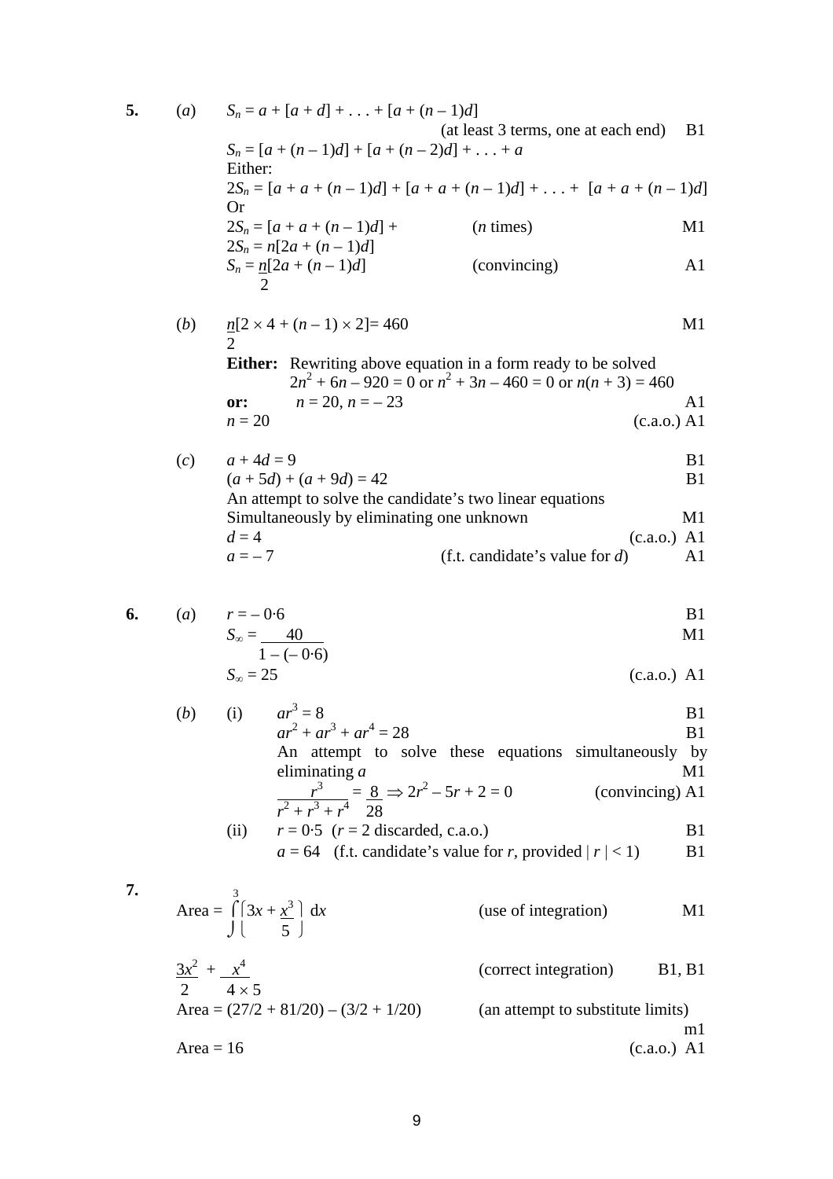**5.** (*a*) $S_n = a + [a + d] + \ldots + [a + (n - 1)d]$

(at least 3 terms, one at each end) B1

$S_n = [a + (n - 1)d] + [a + (n - 2)d] + \ldots + a$

Either:

$2S_n = [a + a + (n - 1)d] + [a + a + (n - 1)d] + \ldots + [a + a + (n - 1)d]$

Or

$2S_n = [a + a + (n - 1)d] +$ ($n$ times) M1

$2S_n = n[2a + (n - 1)d]$

$S_n = \frac{n}{2}[2a + (n - 1)d]$ (convincing) A1

(*b*) $\frac{n}{2}[2 \times 4 + (n - 1) \times 2] = 460$ M1

**Either:** Rewriting above equation in a form ready to be solved
$2n^2 + 6n - 920 = 0$ or $n^2 + 3n - 460 = 0$ or $n(n + 3) = 460$

**or:** $n = 20, n = -23$ A1

$n = 20$ (c.a.o.) A1

(*c*) $a + 4d = 9$ B1

$(a + 5d) + (a + 9d) = 42$ B1

An attempt to solve the candidate's two linear equations Simultaneously by eliminating one unknown M1

$d = 4$ (c.a.o.) A1

$a = -7$ (f.t. candidate's value for $d$) A1

**6.** (*a*) $r = -0{\cdot}6$ B1

$S_\infty = \frac{40}{1 - (-0{\cdot}6)}$ M1

$S_\infty = 25$ (c.a.o.) A1

(*b*) (i) $ar^3 = 8$ B1

$ar^2 + ar^3 + ar^4 = 28$ B1

An attempt to solve these equations simultaneously by eliminating $a$ M1

$\frac{r^3}{r^2 + r^3 + r^4} = \frac{8}{28} \Rightarrow 2r^2 - 5r + 2 = 0$ (convincing) A1

(ii) $r = 0{\cdot}5$ ($r = 2$ discarded, c.a.o.) B1

$a = 64$ (f.t. candidate's value for $r$, provided $|r| < 1$) B1

**7.**

$\text{Area} = \int^{3} \left(3x + \frac{x^3}{5}\right) dx$ (use of integration) M1

$\frac{3x^2}{2} + \frac{x^4}{4 \times 5}$ (correct integration) B1, B1

$\text{Area} = (27/2 + 81/20) - (3/2 + 1/20)$ (an attempt to substitute limits) m1

$\text{Area} = 16$ (c.a.o.) A1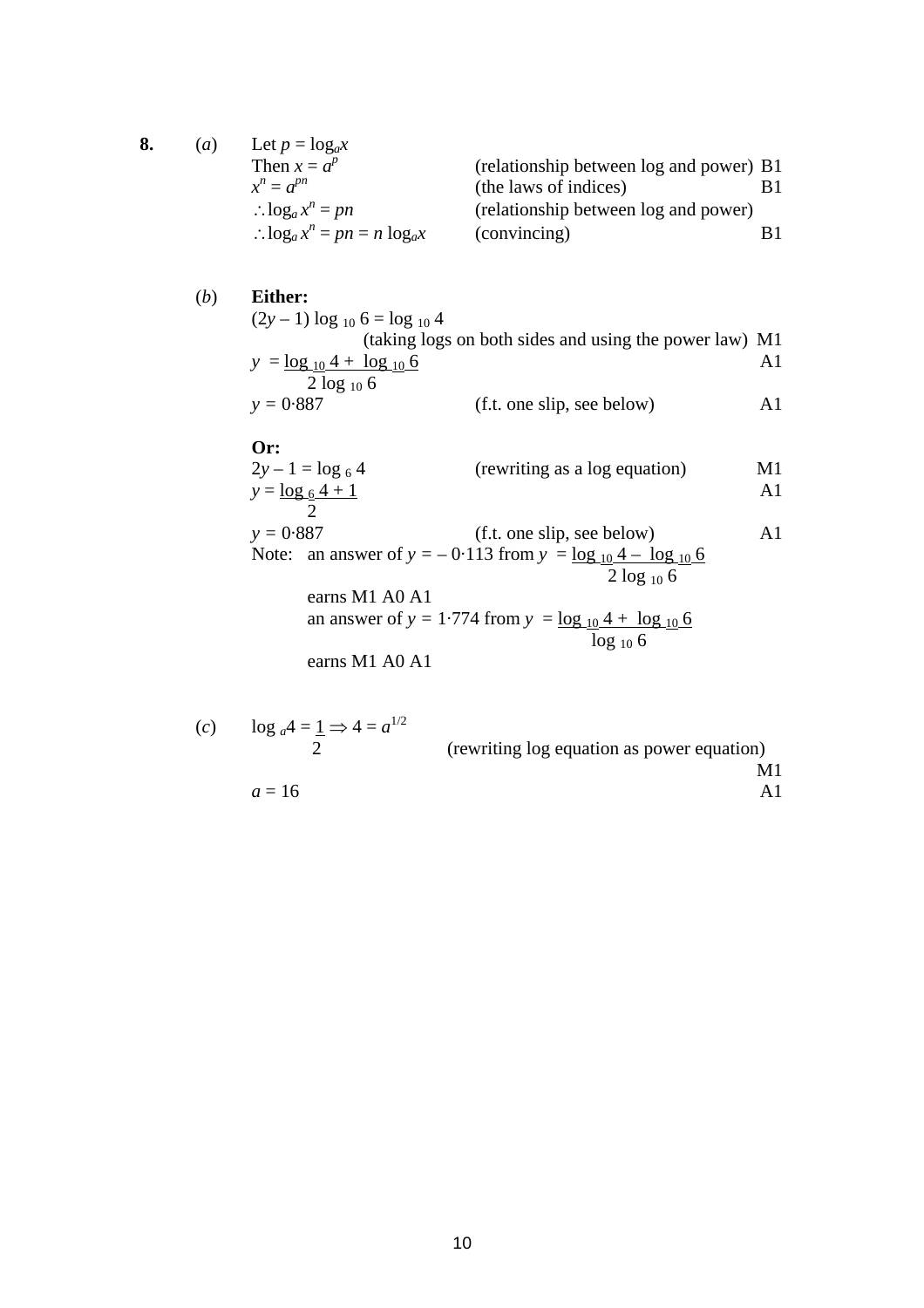**8.** (*a*) Let $p = \log_a x$

Then $x = a^p$ (relationship between log and power) B1

$x^n = a^{pn}$ (the laws of indices) B1

$\therefore \log_a x^n = pn$ (relationship between log and power)

$\therefore \log_a x^n = pn = n \log_a x$ (convincing) B1

(*b*) **Either:**

$(2y - 1) \log_{10} 6 = \log_{10} 4$

(taking logs on both sides and using the power law) M1

$y = \dfrac{\log_{10} 4 + \log_{10} 6}{2 \log_{10} 6}$ A1

$y = 0{\cdot}887$ (f.t. one slip, see below) A1

**Or:**

$2y - 1 = \log_6 4$ (rewriting as a log equation) M1

$y = \dfrac{\log_6 4 + 1}{2}$ A1

$y = 0{\cdot}887$ (f.t. one slip, see below) A1

Note: an answer of $y = -0{\cdot}113$ from $y = \dfrac{\log_{10} 4 - \log_{10} 6}{2 \log_{10} 6}$

earns M1 A0 A1

an answer of $y = 1{\cdot}774$ from $y = \dfrac{\log_{10} 4 + \log_{10} 6}{\log_{10} 6}$

earns M1 A0 A1

(*c*) $\log_a 4 = \dfrac{1}{2} \Rightarrow 4 = a^{1/2}$ (rewriting log equation as power equation) M1

$a = 16$ A1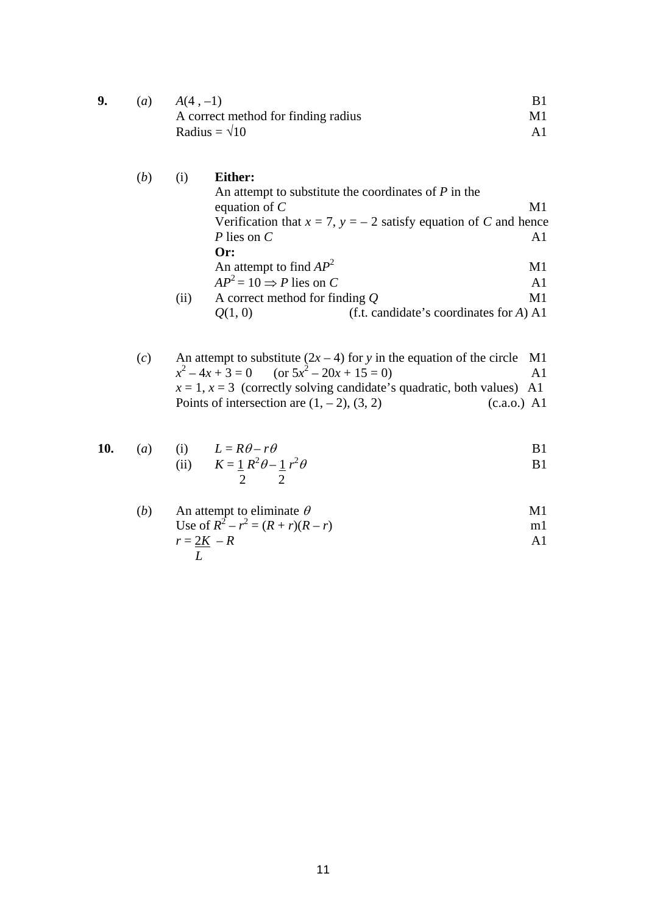**9.** (*a*) $A(4, -1)$ B1

A correct method for finding radius M1

Radius = $\sqrt{10}$ A1

(*b*) (i) **Either:**

An attempt to substitute the coordinates of $P$ in the equation of $C$ M1

Verification that $x = 7$, $y = -2$ satisfy equation of $C$ and hence $P$ lies on $C$ A1

**Or:**

An attempt to find $AP^2$ M1

$AP^2 = 10 \Rightarrow P$ lies on $C$ A1

(ii) A correct method for finding $Q$ M1

$Q(1, 0)$ (f.t. candidate's coordinates for $A$) A1

(*c*) An attempt to substitute $(2x - 4)$ for $y$ in the equation of the circle M1

$x^2 - 4x + 3 = 0$ (or $5x^2 - 20x + 15 = 0$) A1

$x = 1$, $x = 3$ (correctly solving candidate's quadratic, both values) A1

Points of intersection are $(1, -2)$, $(3, 2)$ (c.a.o.) A1

**10.** (*a*) (i) $L = R\theta - r\theta$ B1

(ii) $K = \frac{1}{2}R^2\theta - \frac{1}{2}r^2\theta$ B1

(*b*) An attempt to eliminate $\theta$ M1

Use of $R^2 - r^2 = (R + r)(R - r)$ m1

$r = \frac{2K}{L} - R$ A1